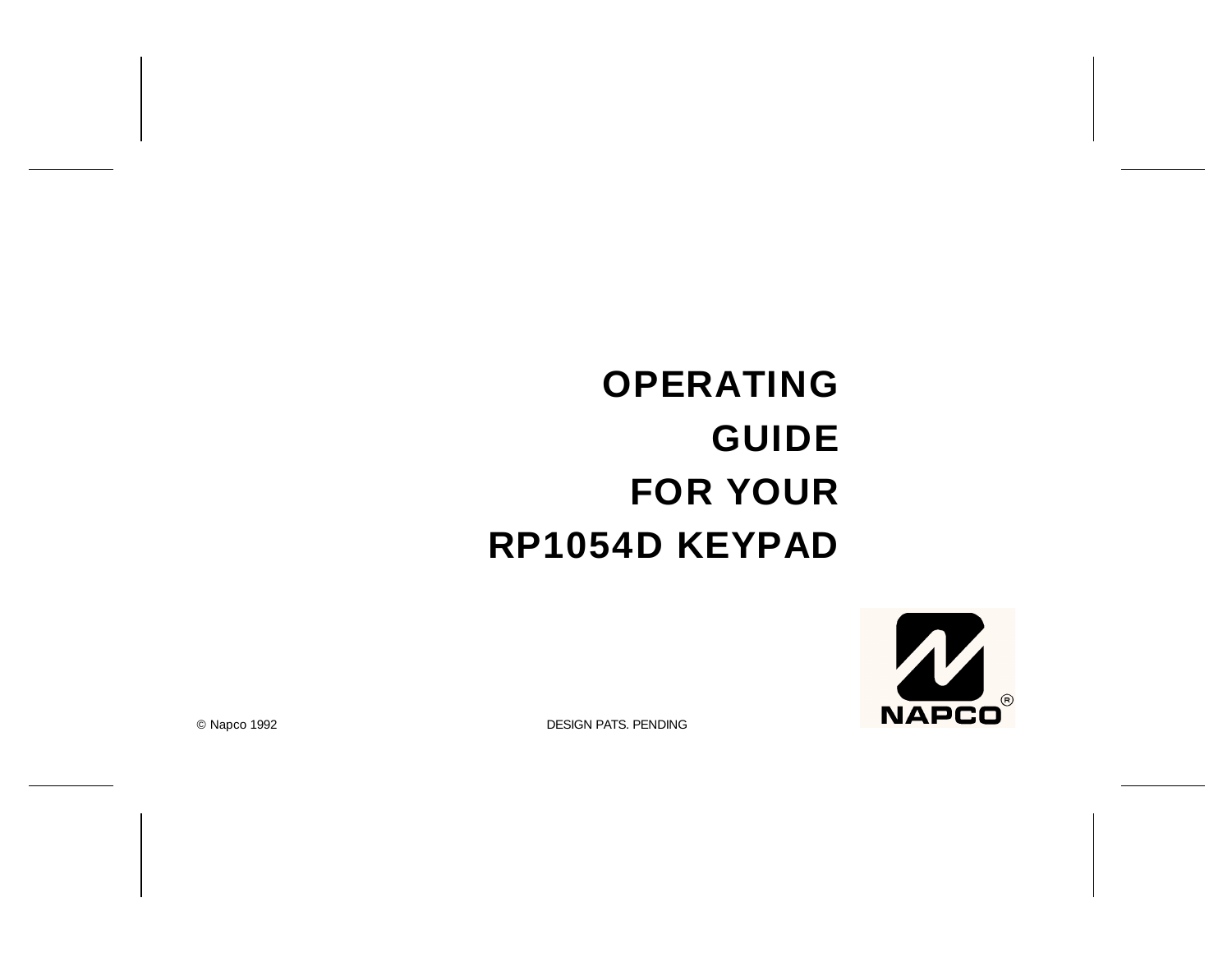# OPERATING GUIDE FOR YOUR RP1054D KEYPAD

NAPCO®

© Napco 1992

DESIGN PATS. PENDING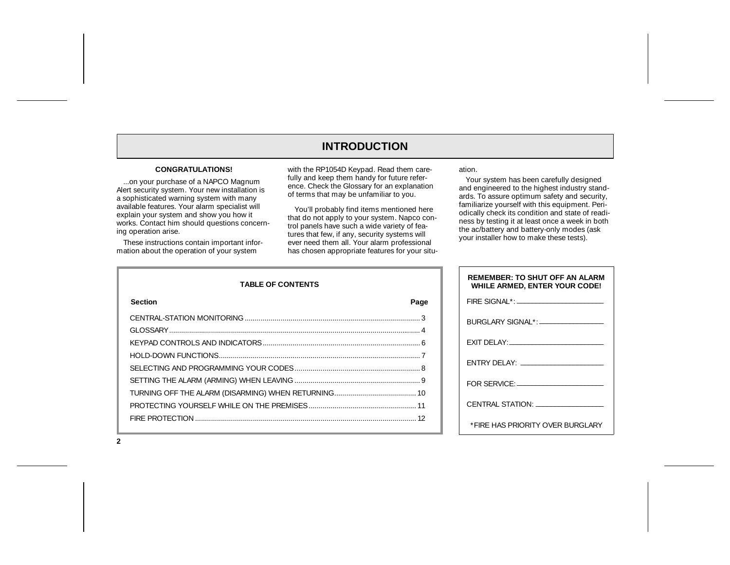# INTRODUCTION

**CONGRATULATIONS!**

...on your purchase of a NAPCO Magnum Alert security system. Your new installation is a sophisticated warning system with many available features. Your alarm specialist will explain your system and show you how it works. Contact him should questions concerning operation arise.

These instructions contain important information about the operation of your system with the RP1054D Keypad. Read them carefully and keep them handy for future reference. Check the Glossary for an explanation of terms that may be unfamiliar to you.

You'll probably find items mentioned here that do not apply to your system. Napco control panels have such a wide variety of features that few, if any, security systems will ever need them all. Your alarm professional has chosen appropriate features for your situation.

Your system has been carefully designed and engineered to the highest industry standards. To assure optimum safety and security, familiarize yourself with this equipment. Periodically check its condition and state of readiness by testing it at least once a week in both the ac/battery and battery-only modes (ask your installer how to make these tests).

**TABLE OF CONTENTS**

| Section | Page |
|---|---|
| CENTRAL-STATION MONITORING | 3 |
| GLOSSARY | 4 |
| KEYPAD CONTROLS AND INDICATORS | 6 |
| HOLD-DOWN FUNCTIONS | 7 |
| SELECTING AND PROGRAMMING YOUR CODES | 8 |
| SETTING THE ALARM (ARMING) WHEN LEAVING | 9 |
| TURNING OFF THE ALARM (DISARMING) WHEN RETURNING | 10 |
| PROTECTING YOURSELF WHILE ON THE PREMISES | 11 |
| FIRE PROTECTION | 12 |

**REMEMBER: TO SHUT OFF AN ALARM WHILE ARMED, ENTER YOUR CODE!**

FIRE SIGNAL*: ____________________

BURGLARY SIGNAL*: ____________________

EXIT DELAY: ____________________

ENTRY DELAY: ____________________

FOR SERVICE: ____________________

CENTRAL STATION: ____________________

*FIRE HAS PRIORITY OVER BURGLARY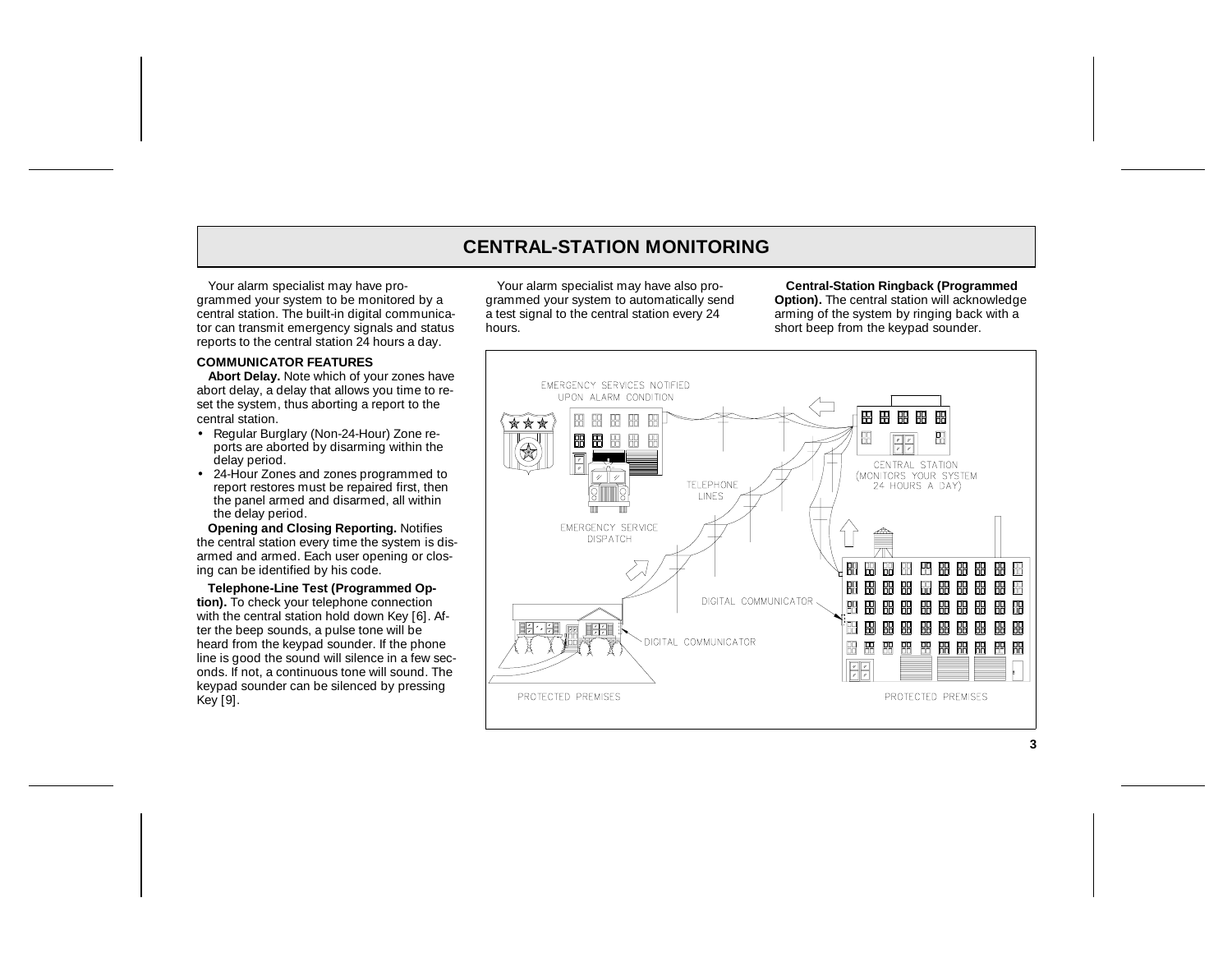# CENTRAL-STATION MONITORING

Your alarm specialist may have programmed your system to be monitored by a central station. The built-in digital communicator can transmit emergency signals and status reports to the central station 24 hours a day.

### COMMUNICATOR FEATURES

**Abort Delay.** Note which of your zones have abort delay, a delay that allows you time to reset the system, thus aborting a report to the central station.

- Regular Burglary (Non-24-Hour) Zone reports are aborted by disarming within the delay period.
- 24-Hour Zones and zones programmed to report restores must be repaired first, then the panel armed and disarmed, all within the delay period.

**Opening and Closing Reporting.** Notifies the central station every time the system is disarmed and armed. Each user opening or closing can be identified by his code.

**Telephone-Line Test (Programmed Option).** To check your telephone connection with the central station hold down Key [6]. After the beep sounds, a pulse tone will be heard from the keypad sounder. If the phone line is good the sound will silence in a few seconds. If not, a continuous tone will sound. The keypad sounder can be silenced by pressing Key [9].

Your alarm specialist may have also programmed your system to automatically send a test signal to the central station every 24 hours.

**Central-Station Ringback (Programmed Option).** The central station will acknowledge arming of the system by ringing back with a short beep from the keypad sounder.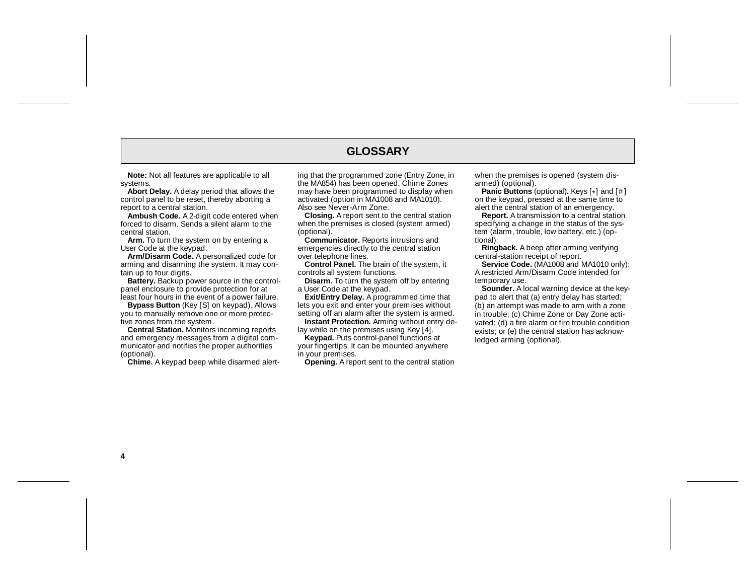# GLOSSARY

**Note:** Not all features are applicable to all systems.

**Abort Delay.** A delay period that allows the control panel to be reset, thereby aborting a report to a central station.

**Ambush Code.** A 2-digit code entered when forced to disarm. Sends a silent alarm to the central station.

**Arm.** To turn the system on by entering a User Code at the keypad.

**Arm/Disarm Code.** A personalized code for arming and disarming the system. It may contain up to four digits.

**Battery.** Backup power source in the control-panel enclosure to provide protection for at least four hours in the event of a power failure.

**Bypass Button** (Key [S] on keypad). Allows you to manually remove one or more protective zones from the system.

**Central Station.** Monitors incoming reports and emergency messages from a digital communicator and notifies the proper authorities (optional).

**Chime.** A keypad beep while disarmed alerting that the programmed zone (Entry Zone, in the MA854) has been opened. Chime Zones may have been programmed to display when activated (option in MA1008 and MA1010). Also see Never-Arm Zone.

**Closing.** A report sent to the central station when the premises is closed (system armed) (optional).

**Communicator.** Reports intrusions and emergencies directly to the central station over telephone lines.

**Control Panel.** The brain of the system, it controls all system functions.

**Disarm.** To turn the system off by entering a User Code at the keypad.

**Exit/Entry Delay.** A programmed time that lets you exit and enter your premises without setting off an alarm after the system is armed.

**Instant Protection.** Arming without entry delay while on the premises using Key [4].

**Keypad.** Puts control-panel functions at your fingertips. It can be mounted anywhere in your premises.

**Opening.** A report sent to the central station when the premises is opened (system disarmed) (optional).

**Panic Buttons** (optional)**.** Keys [*] and [#] on the keypad, pressed at the same time to alert the central station of an emergency.

**Report.** A transmission to a central station specifying a change in the status of the system (alarm, trouble, low battery, etc.) (optional).

**Ringback.** A beep after arming verifying central-station receipt of report.

**Service Code.** (MA1008 and MA1010 only): A restricted Arm/Disarm Code intended for temporary use.

**Sounder.** A local warning device at the keypad to alert that (a) entry delay has started; (b) an attempt was made to arm with a zone in trouble; (c) Chime Zone or Day Zone activated; (d) a fire alarm or fire trouble condition exists; or (e) the central station has acknowledged arming (optional).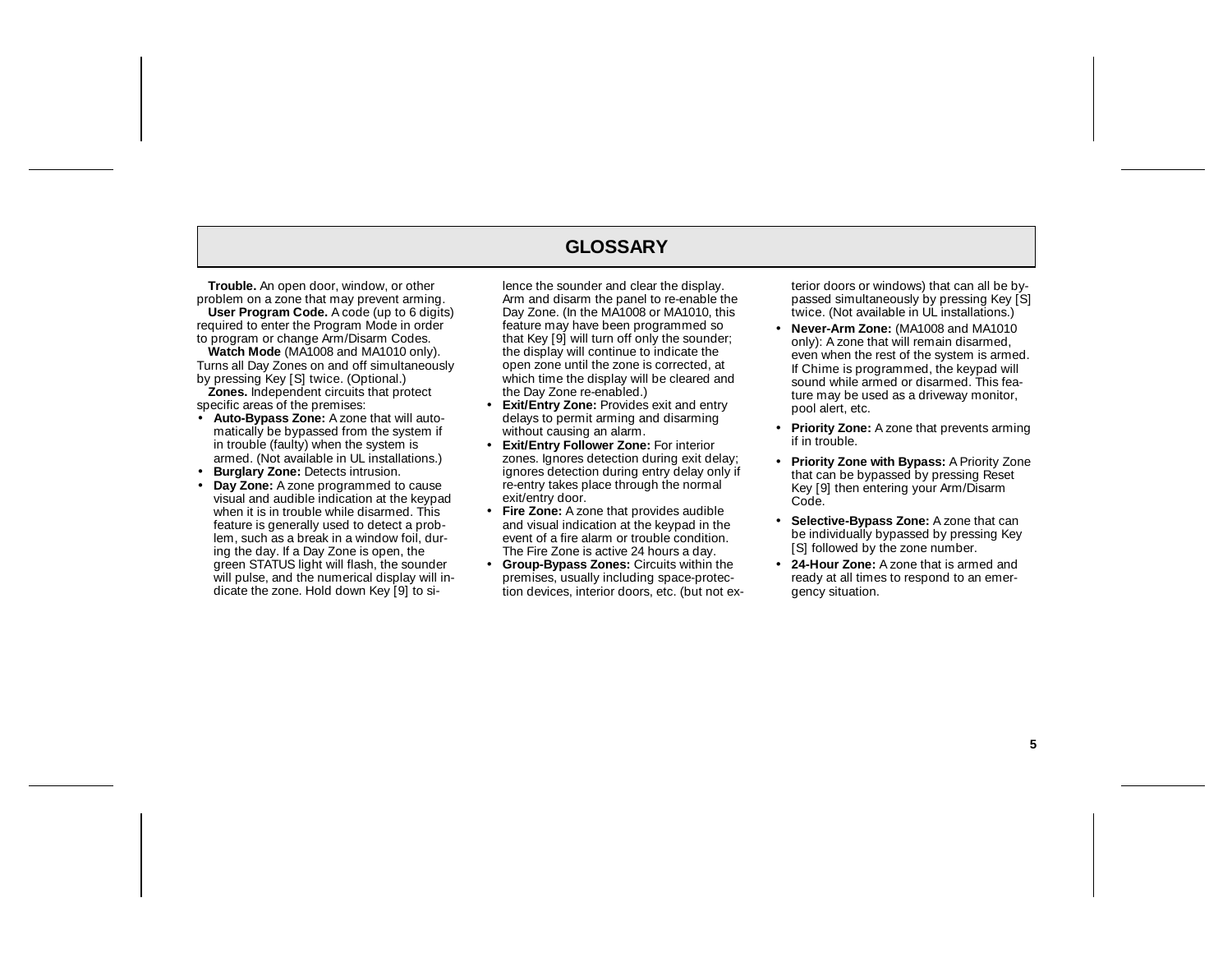## GLOSSARY

**Trouble.** An open door, window, or other problem on a zone that may prevent arming.

**User Program Code.** A code (up to 6 digits) required to enter the Program Mode in order to program or change Arm/Disarm Codes.

**Watch Mode** (MA1008 and MA1010 only). Turns all Day Zones on and off simultaneously by pressing Key [S] twice. (Optional.)

**Zones.** Independent circuits that protect specific areas of the premises:

- **Auto-Bypass Zone:** A zone that will automatically be bypassed from the system if in trouble (faulty) when the system is armed. (Not available in UL installations.)
- **Burglary Zone:** Detects intrusion.
- **Day Zone:** A zone programmed to cause visual and audible indication at the keypad when it is in trouble while disarmed. This feature is generally used to detect a problem, such as a break in a window foil, during the day. If a Day Zone is open, the green STATUS light will flash, the sounder will pulse, and the numerical display will indicate the zone. Hold down Key [9] to silence the sounder and clear the display. Arm and disarm the panel to re-enable the Day Zone. (In the MA1008 or MA1010, this feature may have been programmed so that Key [9] will turn off only the sounder; the display will continue to indicate the open zone until the zone is corrected, at which time the display will be cleared and the Day Zone re-enabled.)
- **Exit/Entry Zone:** Provides exit and entry delays to permit arming and disarming without causing an alarm.
- **Exit/Entry Follower Zone:** For interior zones. Ignores detection during exit delay; ignores detection during entry delay only if re-entry takes place through the normal exit/entry door.
- **Fire Zone:** A zone that provides audible and visual indication at the keypad in the event of a fire alarm or trouble condition. The Fire Zone is active 24 hours a day.
- **Group-Bypass Zones:** Circuits within the premises, usually including space-protection devices, interior doors, etc. (but not exterior doors or windows) that can all be bypassed simultaneously by pressing Key [S] twice. (Not available in UL installations.)
- **Never-Arm Zone:** (MA1008 and MA1010 only): A zone that will remain disarmed, even when the rest of the system is armed. If Chime is programmed, the keypad will sound while armed or disarmed. This feature may be used as a driveway monitor, pool alert, etc.
- **Priority Zone:** A zone that prevents arming if in trouble.
- **Priority Zone with Bypass:** A Priority Zone that can be bypassed by pressing Reset Key [9] then entering your Arm/Disarm Code.
- **Selective-Bypass Zone:** A zone that can be individually bypassed by pressing Key [S] followed by the zone number.
- **24-Hour Zone:** A zone that is armed and ready at all times to respond to an emergency situation.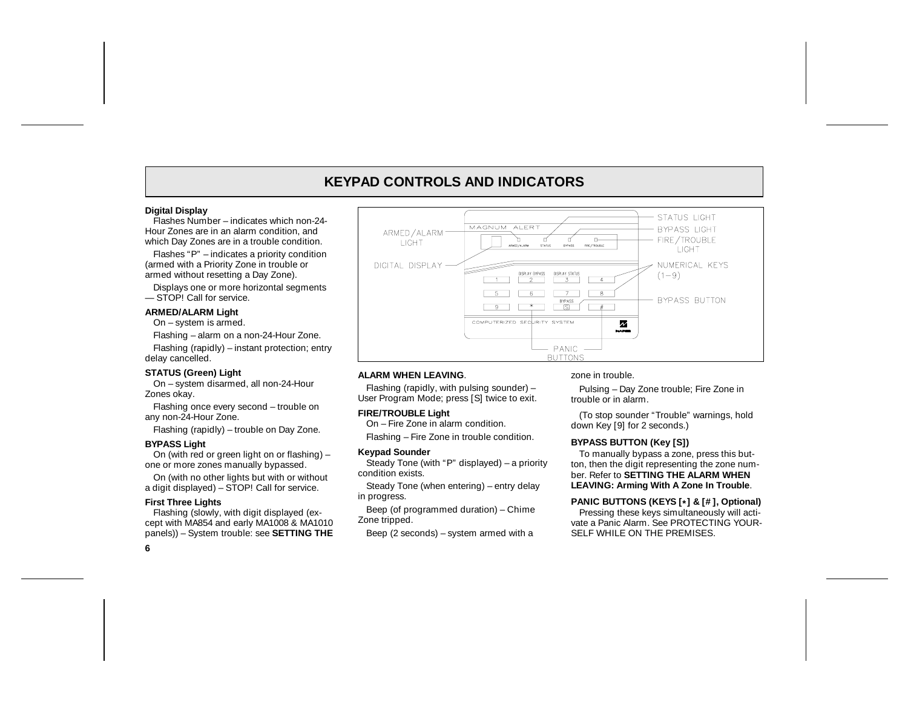# KEYPAD CONTROLS AND INDICATORS

**Digital Display**

Flashes Number – indicates which non-24-Hour Zones are in an alarm condition, and which Day Zones are in a trouble condition.

Flashes "P" – indicates a priority condition (armed with a Priority Zone in trouble or armed without resetting a Day Zone).

Displays one or more horizontal segments — STOP! Call for service.

**ARMED/ALARM Light**

On – system is armed.

Flashing – alarm on a non-24-Hour Zone.

Flashing (rapidly) – instant protection; entry delay cancelled.

**STATUS (Green) Light**

On – system disarmed, all non-24-Hour Zones okay.

Flashing once every second – trouble on any non-24-Hour Zone.

Flashing (rapidly) – trouble on Day Zone.

**BYPASS Light**

On (with red or green light on or flashing) – one or more zones manually bypassed.

On (with no other lights but with or without a digit displayed) – STOP! Call for service.

**First Three Lights**

Flashing (slowly, with digit displayed (except with MA854 and early MA1008 & MA1010 panels)) – System trouble: see **SETTING THE ALARM WHEN LEAVING**.

Flashing (rapidly, with pulsing sounder) – User Program Mode; press [S] twice to exit.

**FIRE/TROUBLE Light**

On – Fire Zone in alarm condition.

Flashing – Fire Zone in trouble condition.

**Keypad Sounder**

Steady Tone (with "P" displayed) – a priority condition exists.

Steady Tone (when entering) – entry delay in progress.

Beep (of programmed duration) – Chime Zone tripped.

Beep (2 seconds) – system armed with a zone in trouble.

Pulsing – Day Zone trouble; Fire Zone in trouble or in alarm.

(To stop sounder "Trouble" warnings, hold down Key [9] for 2 seconds.)

**BYPASS BUTTON (Key [S])**

To manually bypass a zone, press this button, then the digit representing the zone number. Refer to **SETTING THE ALARM WHEN LEAVING: Arming With A Zone In Trouble**.

**PANIC BUTTONS (KEYS [*] & [#], Optional)**

Pressing these keys simultaneously will activate a Panic Alarm. See PROTECTING YOURSELF WHILE ON THE PREMISES.

Keypad diagram labels: MAGNUM ALERT; ARMED/ALARM LIGHT; STATUS LIGHT; BYPASS LIGHT; FIRE/TROUBLE LIGHT; DIGITAL DISPLAY; NUMERICAL KEYS (1–9); DISPLAY BYPASS; DISPLAY STATUS; BYPASS BUTTON; COMPUTERIZED SECURITY SYSTEM; PANIC BUTTONS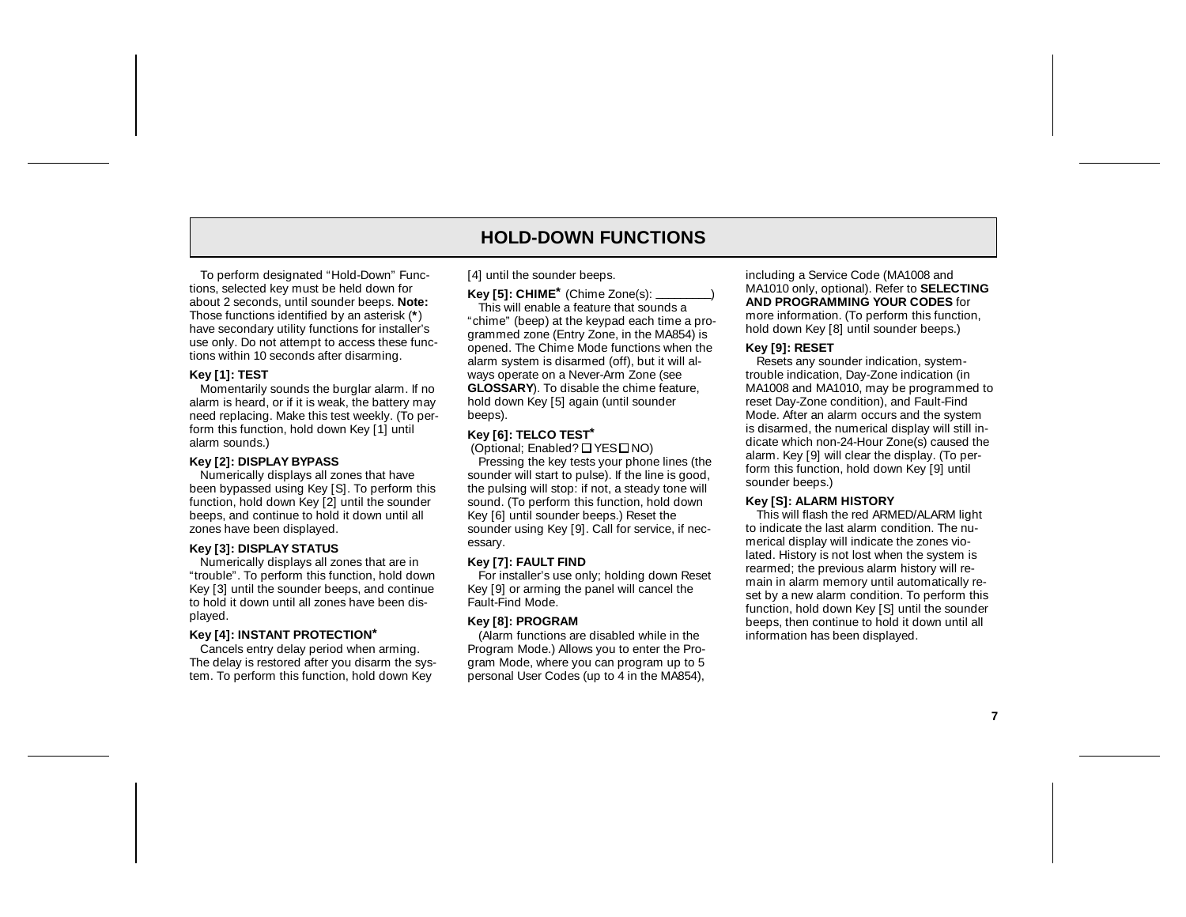# HOLD-DOWN FUNCTIONS

To perform designated "Hold-Down" Functions, selected key must be held down for about 2 seconds, until sounder beeps. **Note:** Those functions identified by an asterisk (*) have secondary utility functions for installer's use only. Do not attempt to access these functions within 10 seconds after disarming.

**Key [1]: TEST**

Momentarily sounds the burglar alarm. If no alarm is heard, or if it is weak, the battery may need replacing. Make this test weekly. (To perform this function, hold down Key [1] until alarm sounds.)

**Key [2]: DISPLAY BYPASS**

Numerically displays all zones that have been bypassed using Key [S]. To perform this function, hold down Key [2] until the sounder beeps, and continue to hold it down until all zones have been displayed.

**Key [3]: DISPLAY STATUS**

Numerically displays all zones that are in "trouble". To perform this function, hold down Key [3] until the sounder beeps, and continue to hold it down until all zones have been displayed.

**Key [4]: INSTANT PROTECTION***

Cancels entry delay period when arming. The delay is restored after you disarm the system. To perform this function, hold down Key [4] until the sounder beeps.

**Key [5]: CHIME*** (Chime Zone(s): ________)

This will enable a feature that sounds a "chime" (beep) at the keypad each time a programmed zone (Entry Zone, in the MA854) is opened. The Chime Mode functions when the alarm system is disarmed (off), but it will always operate on a Never-Arm Zone (see **GLOSSARY**). To disable the chime feature, hold down Key [5] again (until sounder beeps).

**Key [6]: TELCO TEST***

(Optional; Enabled? ☐ YES ☐ NO)

Pressing the key tests your phone lines (the sounder will start to pulse). If the line is good, the pulsing will stop: if not, a steady tone will sound. (To perform this function, hold down Key [6] until sounder beeps.) Reset the sounder using Key [9]. Call for service, if necessary.

**Key [7]: FAULT FIND**

For installer's use only; holding down Reset Key [9] or arming the panel will cancel the Fault-Find Mode.

**Key [8]: PROGRAM**

(Alarm functions are disabled while in the Program Mode.) Allows you to enter the Program Mode, where you can program up to 5 personal User Codes (up to 4 in the MA854), including a Service Code (MA1008 and MA1010 only, optional). Refer to **SELECTING AND PROGRAMMING YOUR CODES** for more information. (To perform this function, hold down Key [8] until sounder beeps.)

**Key [9]: RESET**

Resets any sounder indication, system-trouble indication, Day-Zone indication (in MA1008 and MA1010, may be programmed to reset Day-Zone condition), and Fault-Find Mode. After an alarm occurs and the system is disarmed, the numerical display will still indicate which non-24-Hour Zone(s) caused the alarm. Key [9] will clear the display. (To perform this function, hold down Key [9] until sounder beeps.)

**Key [S]: ALARM HISTORY**

This will flash the red ARMED/ALARM light to indicate the last alarm condition. The numerical display will indicate the zones violated. History is not lost when the system is rearmed; the previous alarm history will remain in alarm memory until automatically reset by a new alarm condition. To perform this function, hold down Key [S] until the sounder beeps, then continue to hold it down until all information has been displayed.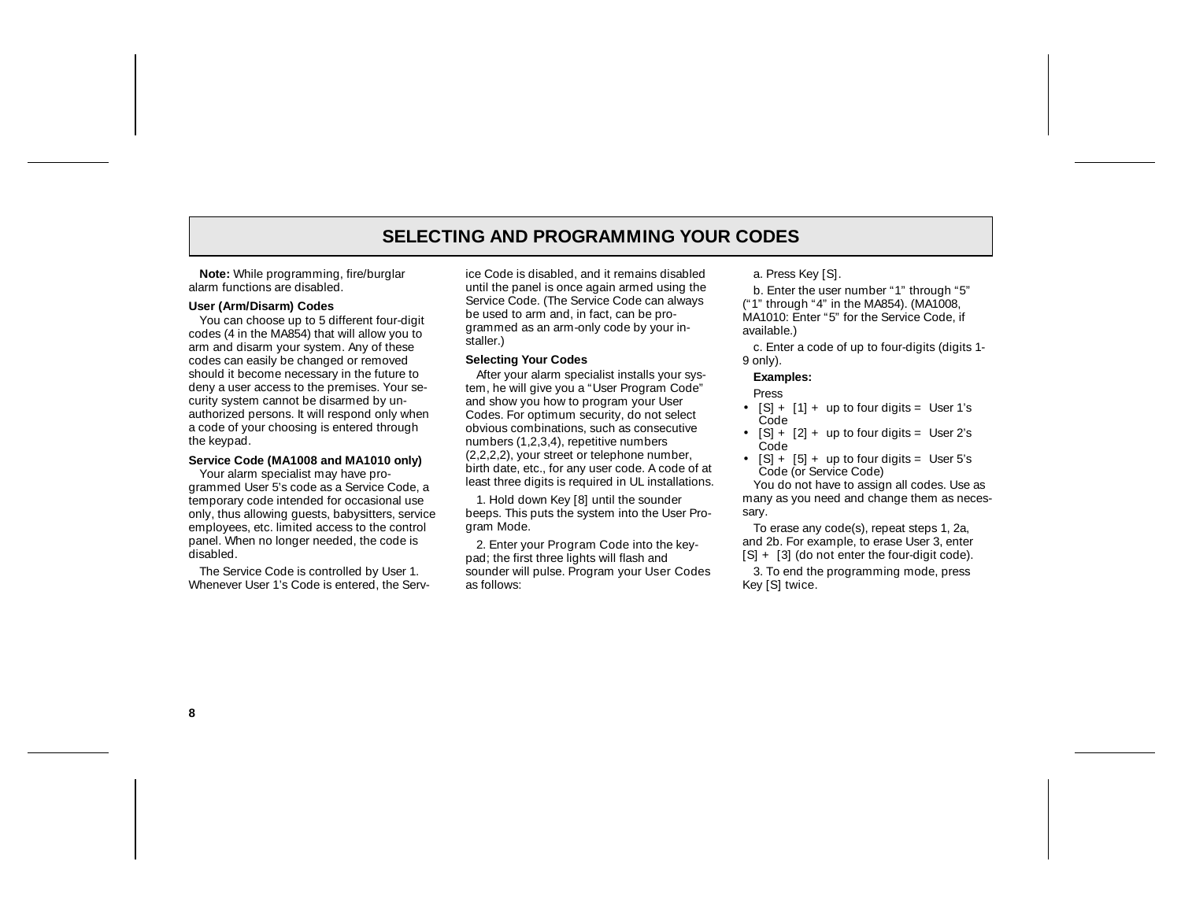# SELECTING AND PROGRAMMING YOUR CODES

**Note:** While programming, fire/burglar alarm functions are disabled.

### User (Arm/Disarm) Codes

You can choose up to 5 different four-digit codes (4 in the MA854) that will allow you to arm and disarm your system. Any of these codes can easily be changed or removed should it become necessary in the future to deny a user access to the premises. Your security system cannot be disarmed by unauthorized persons. It will respond only when a code of your choosing is entered through the keypad.

### Service Code (MA1008 and MA1010 only)

Your alarm specialist may have programmed User 5's code as a Service Code, a temporary code intended for occasional use only, thus allowing guests, babysitters, service employees, etc. limited access to the control panel. When no longer needed, the code is disabled.

The Service Code is controlled by User 1. Whenever User 1's Code is entered, the Service Code is disabled, and it remains disabled until the panel is once again armed using the Service Code. (The Service Code can always be used to arm and, in fact, can be programmed as an arm-only code by your installer.)

### Selecting Your Codes

After your alarm specialist installs your system, he will give you a "User Program Code" and show you how to program your User Codes. For optimum security, do not select obvious combinations, such as consecutive numbers (1,2,3,4), repetitive numbers (2,2,2,2), your street or telephone number, birth date, etc., for any user code. A code of at least three digits is required in UL installations.

1. Hold down Key [8] until the sounder beeps. This puts the system into the User Program Mode.

2. Enter your Program Code into the keypad; the first three lights will flash and sounder will pulse. Program your User Codes as follows:

a. Press Key [S].

b. Enter the user number "1" through "5" ("1" through "4" in the MA854). (MA1008, MA1010: Enter "5" for the Service Code, if available.)

c. Enter a code of up to four-digits (digits 1-9 only).

**Examples:**

Press

- [S] + [1] + up to four digits = User 1's Code
- [S] + [2] + up to four digits = User 2's Code
- [S] + [5] + up to four digits = User 5's Code (or Service Code)

You do not have to assign all codes. Use as many as you need and change them as necessary.

To erase any code(s), repeat steps 1, 2a, and 2b. For example, to erase User 3, enter [S] + [3] (do not enter the four-digit code).

3. To end the programming mode, press Key [S] twice.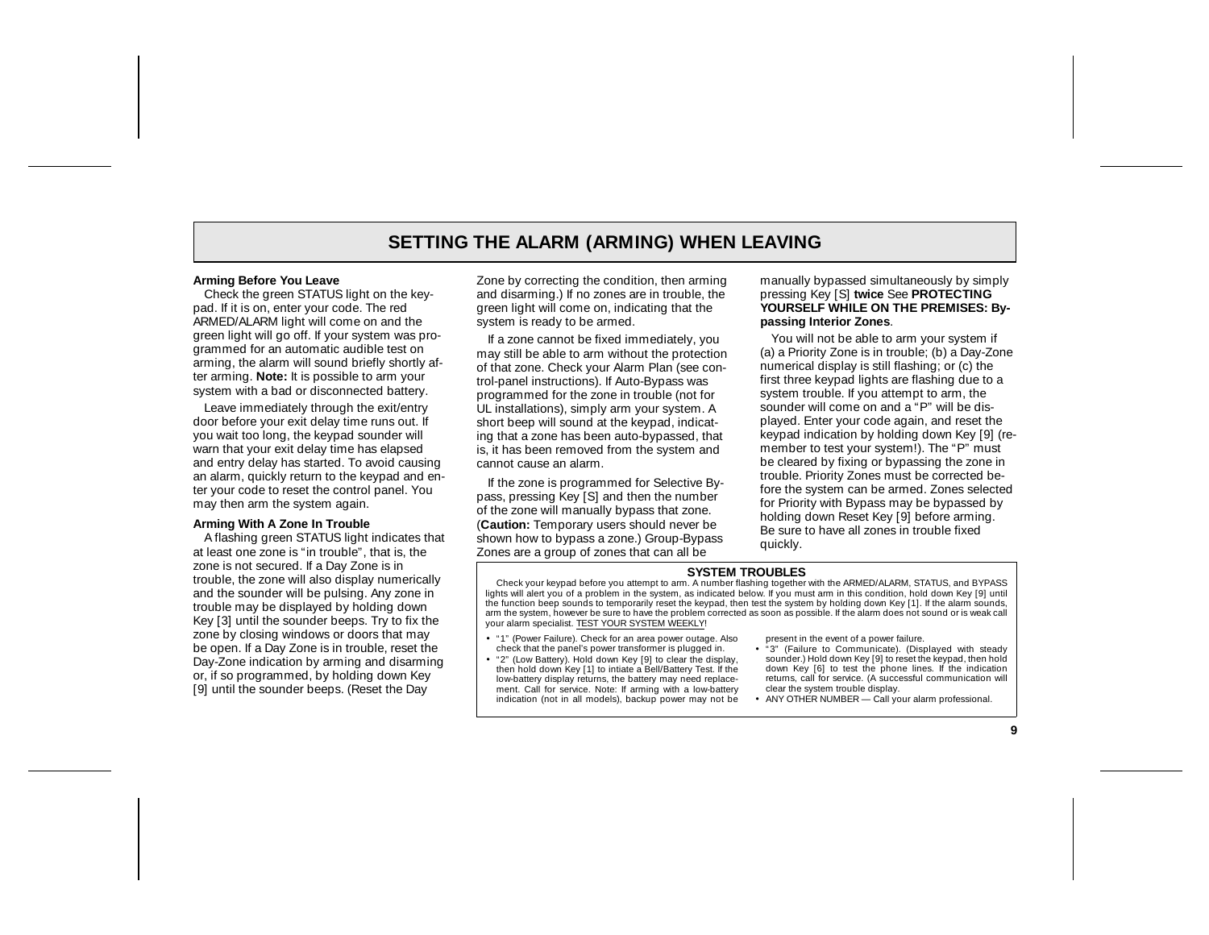# SETTING THE ALARM (ARMING) WHEN LEAVING

**Arming Before You Leave**

Check the green STATUS light on the keypad. If it is on, enter your code. The red ARMED/ALARM light will come on and the green light will go off. If your system was programmed for an automatic audible test on arming, the alarm will sound briefly shortly after arming. **Note:** It is possible to arm your system with a bad or disconnected battery.

Leave immediately through the exit/entry door before your exit delay time runs out. If you wait too long, the keypad sounder will warn that your exit delay time has elapsed and entry delay has started. To avoid causing an alarm, quickly return to the keypad and enter your code to reset the control panel. You may then arm the system again.

**Arming With A Zone In Trouble**

A flashing green STATUS light indicates that at least one zone is "in trouble", that is, the zone is not secured. If a Day Zone is in trouble, the zone will also display numerically and the sounder will be pulsing. Any zone in trouble may be displayed by holding down Key [3] until the sounder beeps. Try to fix the zone by closing windows or doors that may be open. If a Day Zone is in trouble, reset the Day-Zone indication by arming and disarming or, if so programmed, by holding down Key [9] until the sounder beeps. (Reset the Day Zone by correcting the condition, then arming and disarming.) If no zones are in trouble, the green light will come on, indicating that the system is ready to be armed.

If a zone cannot be fixed immediately, you may still be able to arm without the protection of that zone. Check your Alarm Plan (see control-panel instructions). If Auto-Bypass was programmed for the zone in trouble (not for UL installations), simply arm your system. A short beep will sound at the keypad, indicating that a zone has been auto-bypassed, that is, it has been removed from the system and cannot cause an alarm.

If the zone is programmed for Selective Bypass, pressing Key [S] and then the number of the zone will manually bypass that zone. (**Caution:** Temporary users should never be shown how to bypass a zone.) Group-Bypass Zones are a group of zones that can all be manually bypassed simultaneously by simply pressing Key [S] **twice** See **PROTECTING YOURSELF WHILE ON THE PREMISES: Bypassing Interior Zones**.

You will not be able to arm your system if (a) a Priority Zone is in trouble; (b) a Day-Zone numerical display is still flashing; or (c) the first three keypad lights are flashing due to a system trouble. If you attempt to arm, the sounder will come on and a "P" will be displayed. Enter your code again, and reset the keypad indication by holding down Key [9] (remember to test your system!). The "P" must be cleared by fixing or bypassing the zone in trouble. Priority Zones must be corrected before the system can be armed. Zones selected for Priority with Bypass may be bypassed by holding down Reset Key [9] before arming. Be sure to have all zones in trouble fixed quickly.

**SYSTEM TROUBLES**

Check your keypad before you attempt to arm. A number flashing together with the ARMED/ALARM, STATUS, and BYPASS lights will alert you of a problem in the system, as indicated below. If you must arm in this condition, hold down Key [9] until the function beep sounds to temporarily reset the keypad, then test the system by holding down Key [1]. If the alarm sounds, arm the system, however be sure to have the problem corrected as soon as possible. If the alarm does not sound or is weak call your alarm specialist. TEST YOUR SYSTEM WEEKLY!

- "1" (Power Failure). Check for an area power outage. Also check that the panel's power transformer is plugged in.
- "2" (Low Battery). Hold down Key [9] to clear the display, then hold down Key [1] to intiate a Bell/Battery Test. If the low-battery display returns, the battery may need replacement. Call for service. Note: If arming with a low-battery indication (not in all models), backup power may not be present in the event of a power failure.
- "3" (Failure to Communicate). (Displayed with steady sounder.) Hold down Key [9] to reset the keypad, then hold down Key [6] to test the phone lines. If the indication returns, call for service. (A successful communication will clear the system trouble display.
- ANY OTHER NUMBER — Call your alarm professional.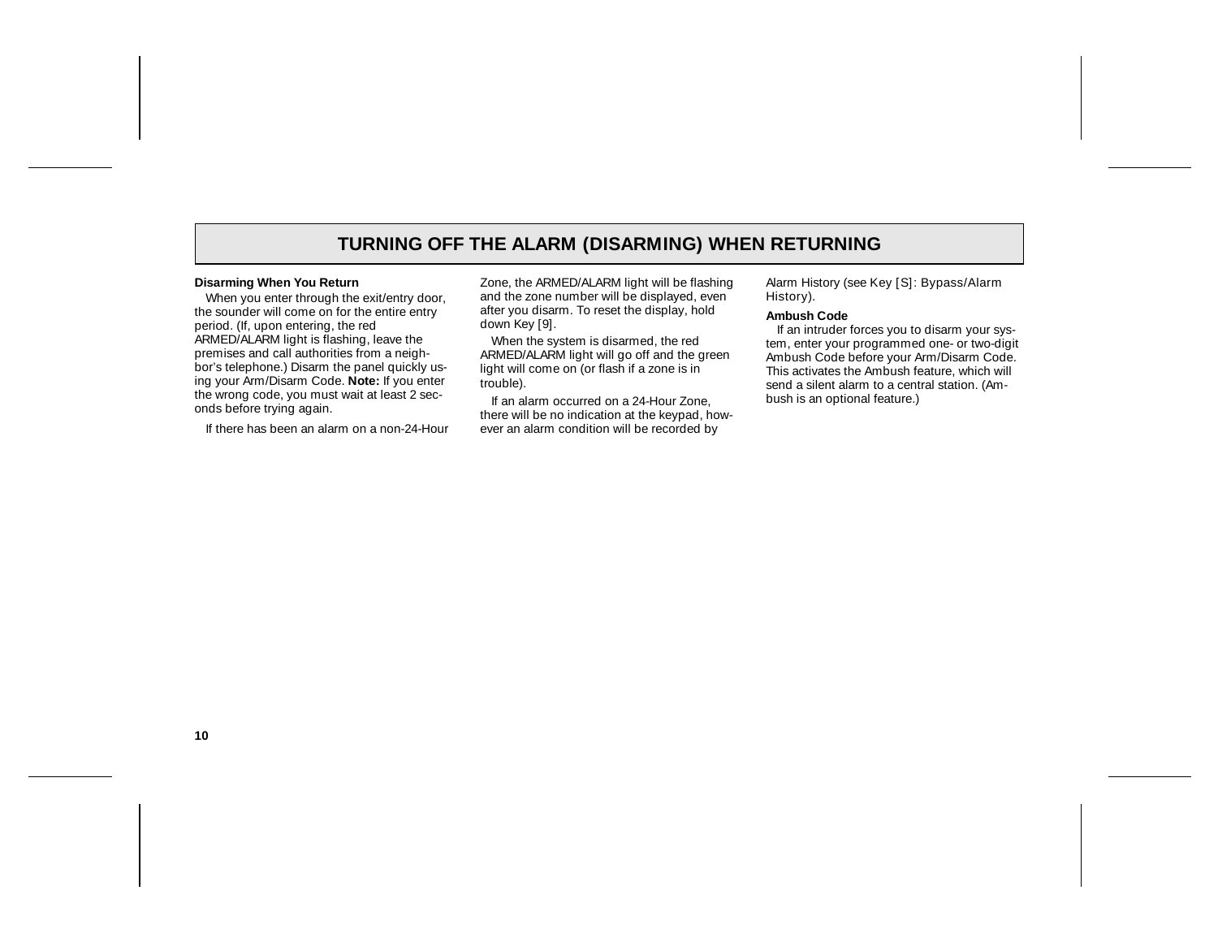# TURNING OFF THE ALARM (DISARMING) WHEN RETURNING

**Disarming When You Return**

When you enter through the exit/entry door, the sounder will come on for the entire entry period. (If, upon entering, the red ARMED/ALARM light is flashing, leave the premises and call authorities from a neighbor's telephone.) Disarm the panel quickly using your Arm/Disarm Code. **Note:** If you enter the wrong code, you must wait at least 2 seconds before trying again.

If there has been an alarm on a non-24-Hour Zone, the ARMED/ALARM light will be flashing and the zone number will be displayed, even after you disarm. To reset the display, hold down Key [9].

When the system is disarmed, the red ARMED/ALARM light will go off and the green light will come on (or flash if a zone is in trouble).

If an alarm occurred on a 24-Hour Zone, there will be no indication at the keypad, however an alarm condition will be recorded by Alarm History (see Key [S]: Bypass/Alarm History).

**Ambush Code**

If an intruder forces you to disarm your system, enter your programmed one- or two-digit Ambush Code before your Arm/Disarm Code. This activates the Ambush feature, which will send a silent alarm to a central station. (Ambush is an optional feature.)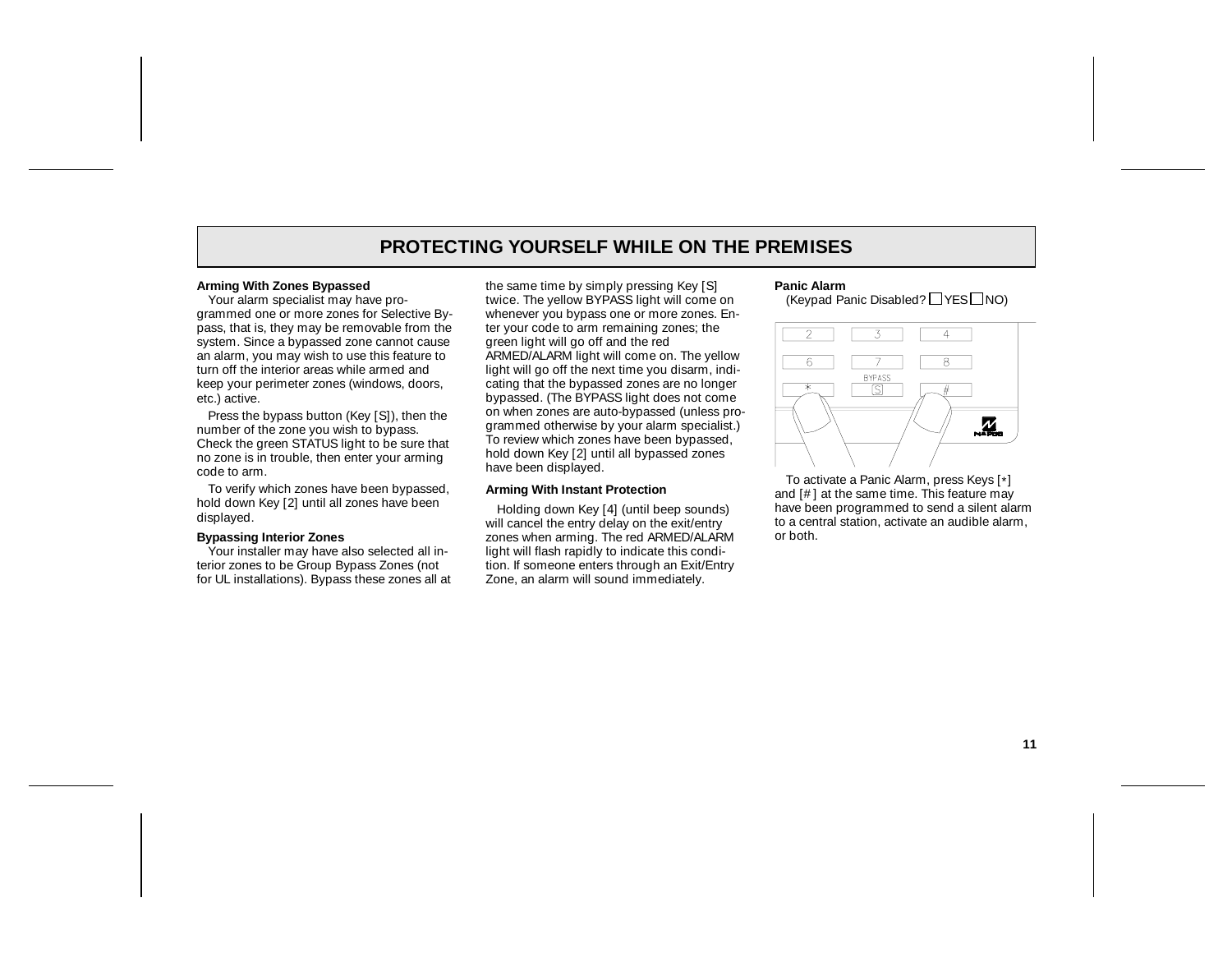# PROTECTING YOURSELF WHILE ON THE PREMISES

**Arming With Zones Bypassed**

Your alarm specialist may have programmed one or more zones for Selective Bypass, that is, they may be removable from the system. Since a bypassed zone cannot cause an alarm, you may wish to use this feature to turn off the interior areas while armed and keep your perimeter zones (windows, doors, etc.) active.

Press the bypass button (Key [S]), then the number of the zone you wish to bypass. Check the green STATUS light to be sure that no zone is in trouble, then enter your arming code to arm.

To verify which zones have been bypassed, hold down Key [2] until all zones have been displayed.

**Bypassing Interior Zones**

Your installer may have also selected all interior zones to be Group Bypass Zones (not for UL installations). Bypass these zones all at the same time by simply pressing Key [S] twice. The yellow BYPASS light will come on whenever you bypass one or more zones. Enter your code to arm remaining zones; the green light will go off and the red ARMED/ALARM light will come on. The yellow light will go off the next time you disarm, indicating that the bypassed zones are no longer bypassed. (The BYPASS light does not come on when zones are auto-bypassed (unless programmed otherwise by your alarm specialist.) To review which zones have been bypassed, hold down Key [2] until all bypassed zones have been displayed.

**Arming With Instant Protection**

Holding down Key [4] (until beep sounds) will cancel the entry delay on the exit/entry zones when arming. The red ARMED/ALARM light will flash rapidly to indicate this condition. If someone enters through an Exit/Entry Zone, an alarm will sound immediately.

**Panic Alarm**

(Keypad Panic Disabled? ☐ YES ☐ NO)

To activate a Panic Alarm, press Keys [*] and [#] at the same time. This feature may have been programmed to send a silent alarm to a central station, activate an audible alarm, or both.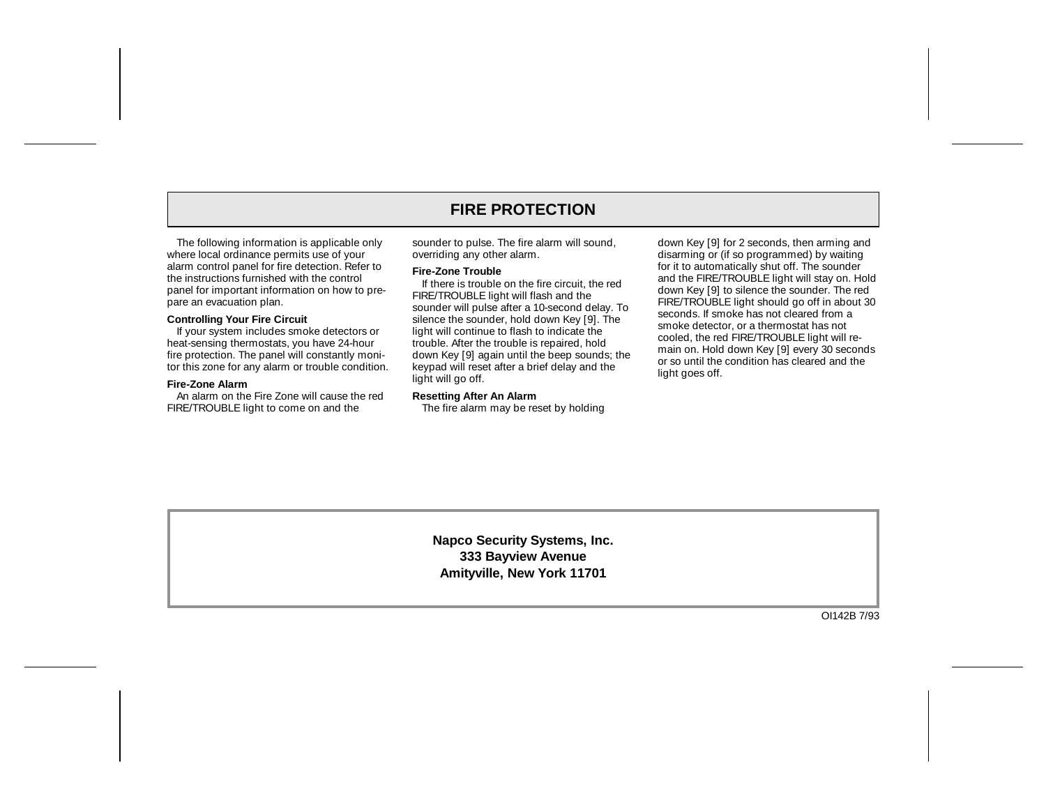# FIRE PROTECTION

The following information is applicable only where local ordinance permits use of your alarm control panel for fire detection. Refer to the instructions furnished with the control panel for important information on how to prepare an evacuation plan.

**Controlling Your Fire Circuit**

If your system includes smoke detectors or heat-sensing thermostats, you have 24-hour fire protection. The panel will constantly monitor this zone for any alarm or trouble condition.

**Fire-Zone Alarm**

An alarm on the Fire Zone will cause the red FIRE/TROUBLE light to come on and the sounder to pulse. The fire alarm will sound, overriding any other alarm.

**Fire-Zone Trouble**

If there is trouble on the fire circuit, the red FIRE/TROUBLE light will flash and the sounder will pulse after a 10-second delay. To silence the sounder, hold down Key [9]. The light will continue to flash to indicate the trouble. After the trouble is repaired, hold down Key [9] again until the beep sounds; the keypad will reset after a brief delay and the light will go off.

**Resetting After An Alarm**

The fire alarm may be reset by holding down Key [9] for 2 seconds, then arming and disarming or (if so programmed) by waiting for it to automatically shut off. The sounder and the FIRE/TROUBLE light will stay on. Hold down Key [9] to silence the sounder. The red FIRE/TROUBLE light should go off in about 30 seconds. If smoke has not cleared from a smoke detector, or a thermostat has not cooled, the red FIRE/TROUBLE light will remain on. Hold down Key [9] every 30 seconds or so until the condition has cleared and the light goes off.

**Napco Security Systems, Inc.**
**333 Bayview Avenue**
**Amityville, New York 11701**

OI142B 7/93